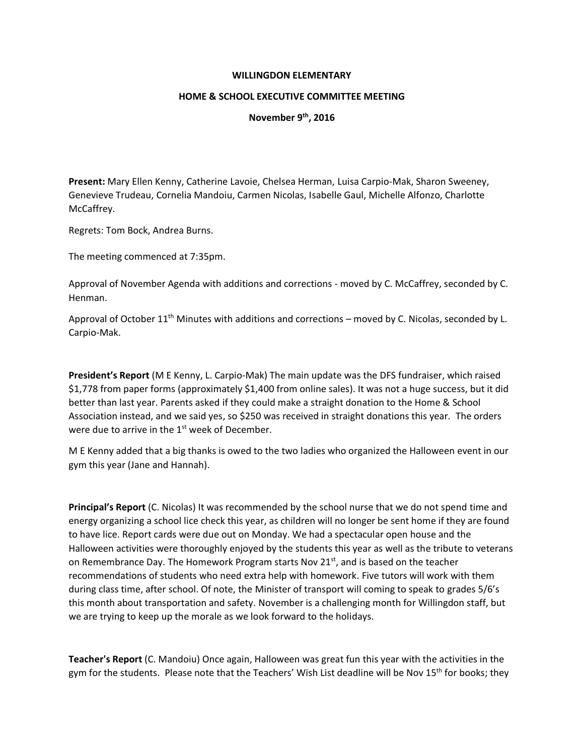# WILLINGDON ELEMENTARY

## HOME & SCHOOL EXECUTIVE COMMITTEE MEETING

**November 9th, 2016**

**Present:** Mary Ellen Kenny, Catherine Lavoie, Chelsea Herman, Luisa Carpio-Mak, Sharon Sweeney, Genevieve Trudeau, Cornelia Mandoiu, Carmen Nicolas, Isabelle Gaul, Michelle Alfonzo, Charlotte McCaffrey.

Regrets: Tom Bock, Andrea Burns.

The meeting commenced at 7:35pm.

Approval of November Agenda with additions and corrections - moved by C. McCaffrey, seconded by C. Henman.

Approval of October 11th Minutes with additions and corrections – moved by C. Nicolas, seconded by L. Carpio-Mak.

**President's Report** (M E Kenny, L. Carpio-Mak) The main update was the DFS fundraiser, which raised $1,778 from paper forms (approximately $1,400 from online sales). It was not a huge success, but it did better than last year. Parents asked if they could make a straight donation to the Home & School Association instead, and we said yes, so $250 was received in straight donations this year. The orders were due to arrive in the 1st week of December.

M E Kenny added that a big thanks is owed to the two ladies who organized the Halloween event in our gym this year (Jane and Hannah).

**Principal's Report** (C. Nicolas) It was recommended by the school nurse that we do not spend time and energy organizing a school lice check this year, as children will no longer be sent home if they are found to have lice. Report cards were due out on Monday. We had a spectacular open house and the Halloween activities were thoroughly enjoyed by the students this year as well as the tribute to veterans on Remembrance Day. The Homework Program starts Nov 21st, and is based on the teacher recommendations of students who need extra help with homework. Five tutors will work with them during class time, after school. Of note, the Minister of transport will coming to speak to grades 5/6's this month about transportation and safety. November is a challenging month for Willingdon staff, but we are trying to keep up the morale as we look forward to the holidays.

**Teacher's Report** (C. Mandoiu) Once again, Halloween was great fun this year with the activities in the gym for the students. Please note that the Teachers' Wish List deadline will be Nov 15th for books; they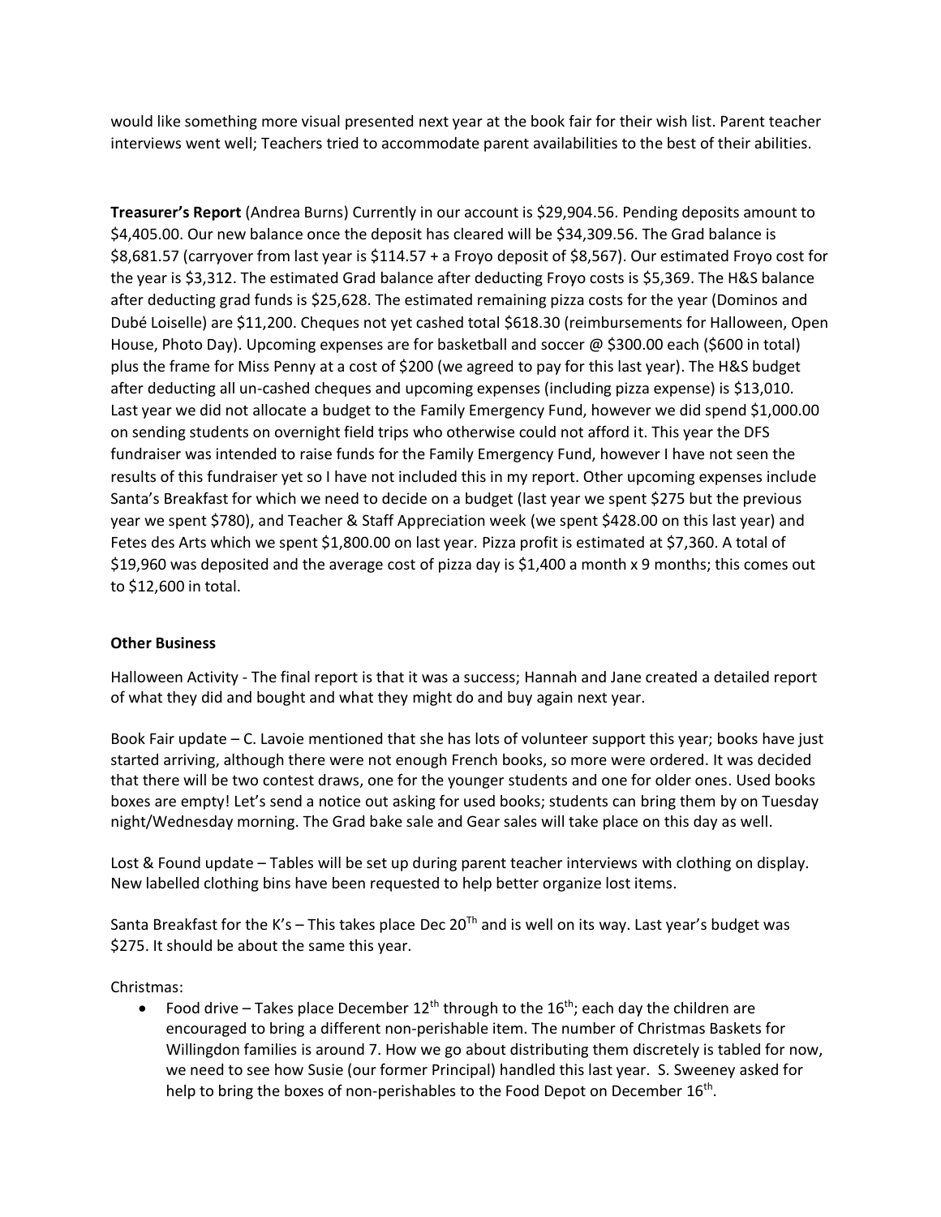would like something more visual presented next year at the book fair for their wish list. Parent teacher interviews went well; Teachers tried to accommodate parent availabilities to the best of their abilities.

**Treasurer's Report** (Andrea Burns) Currently in our account is $29,904.56. Pending deposits amount to $4,405.00. Our new balance once the deposit has cleared will be $34,309.56. The Grad balance is $8,681.57 (carryover from last year is $114.57 + a Froyo deposit of $8,567). Our estimated Froyo cost for the year is $3,312. The estimated Grad balance after deducting Froyo costs is $5,369. The H&S balance after deducting grad funds is $25,628. The estimated remaining pizza costs for the year (Dominos and Dubé Loiselle) are $11,200. Cheques not yet cashed total $618.30 (reimbursements for Halloween, Open House, Photo Day). Upcoming expenses are for basketball and soccer @ $300.00 each ($600 in total) plus the frame for Miss Penny at a cost of $200 (we agreed to pay for this last year). The H&S budget after deducting all un-cashed cheques and upcoming expenses (including pizza expense) is $13,010. Last year we did not allocate a budget to the Family Emergency Fund, however we did spend $1,000.00 on sending students on overnight field trips who otherwise could not afford it. This year the DFS fundraiser was intended to raise funds for the Family Emergency Fund, however I have not seen the results of this fundraiser yet so I have not included this in my report. Other upcoming expenses include Santa's Breakfast for which we need to decide on a budget (last year we spent $275 but the previous year we spent $780), and Teacher & Staff Appreciation week (we spent $428.00 on this last year) and Fetes des Arts which we spent $1,800.00 on last year. Pizza profit is estimated at $7,360. A total of $19,960 was deposited and the average cost of pizza day is $1,400 a month x 9 months; this comes out to $12,600 in total.

**Other Business**

Halloween Activity - The final report is that it was a success; Hannah and Jane created a detailed report of what they did and bought and what they might do and buy again next year.

Book Fair update – C. Lavoie mentioned that she has lots of volunteer support this year; books have just started arriving, although there were not enough French books, so more were ordered. It was decided that there will be two contest draws, one for the younger students and one for older ones. Used books boxes are empty! Let's send a notice out asking for used books; students can bring them by on Tuesday night/Wednesday morning. The Grad bake sale and Gear sales will take place on this day as well.

Lost & Found update – Tables will be set up during parent teacher interviews with clothing on display. New labelled clothing bins have been requested to help better organize lost items.

Santa Breakfast for the K's – This takes place Dec 20Th and is well on its way. Last year's budget was $275. It should be about the same this year.

Christmas:

- Food drive – Takes place December 12th through to the 16th; each day the children are encouraged to bring a different non-perishable item. The number of Christmas Baskets for Willingdon families is around 7. How we go about distributing them discretely is tabled for now, we need to see how Susie (our former Principal) handled this last year. S. Sweeney asked for help to bring the boxes of non-perishables to the Food Depot on December 16th.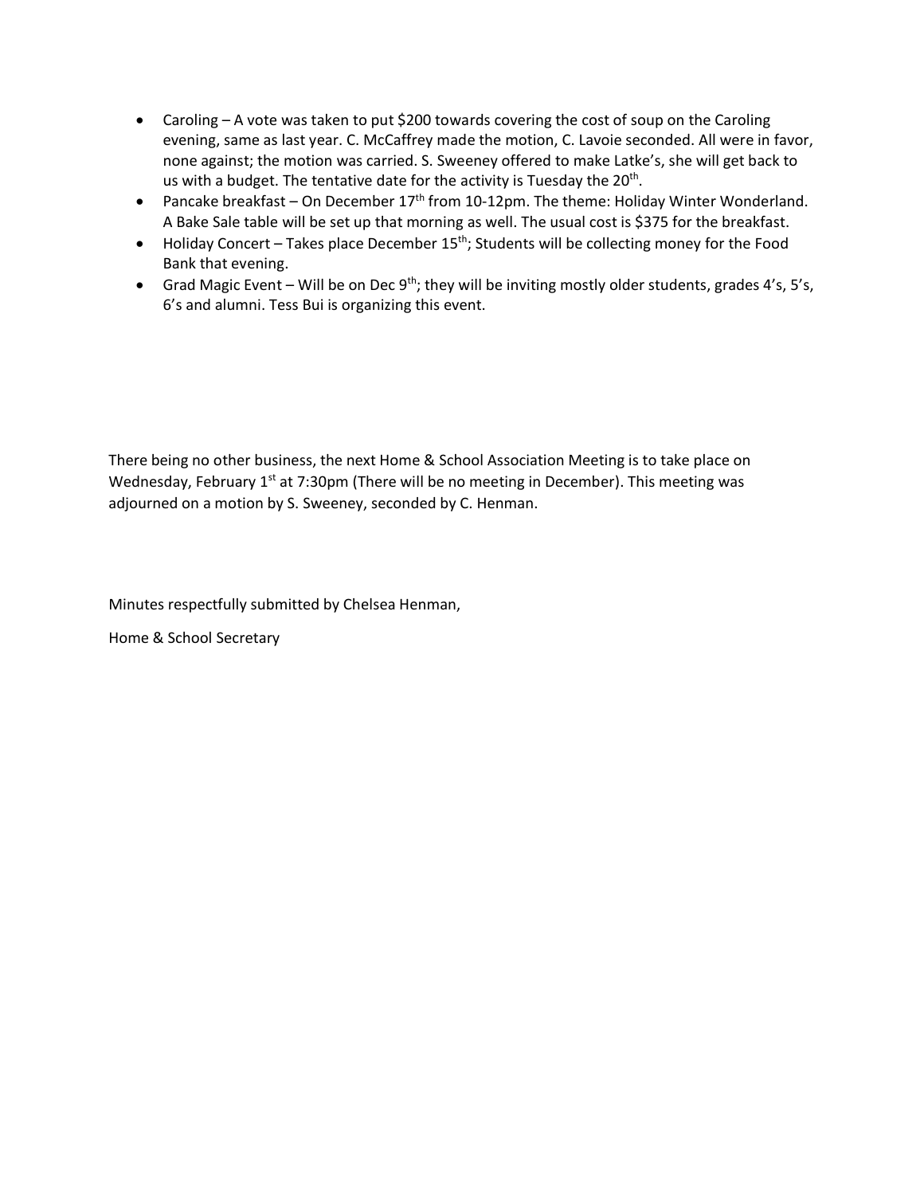- Caroling – A vote was taken to put $200 towards covering the cost of soup on the Caroling evening, same as last year. C. McCaffrey made the motion, C. Lavoie seconded. All were in favor, none against; the motion was carried. S. Sweeney offered to make Latke's, she will get back to us with a budget. The tentative date for the activity is Tuesday the 20th.
- Pancake breakfast – On December 17th from 10-12pm. The theme: Holiday Winter Wonderland. A Bake Sale table will be set up that morning as well. The usual cost is $375 for the breakfast.
- Holiday Concert – Takes place December 15th; Students will be collecting money for the Food Bank that evening.
- Grad Magic Event – Will be on Dec 9th; they will be inviting mostly older students, grades 4's, 5's, 6's and alumni. Tess Bui is organizing this event.

There being no other business, the next Home & School Association Meeting is to take place on Wednesday, February 1st at 7:30pm (There will be no meeting in December). This meeting was adjourned on a motion by S. Sweeney, seconded by C. Henman.

Minutes respectfully submitted by Chelsea Henman,

Home & School Secretary